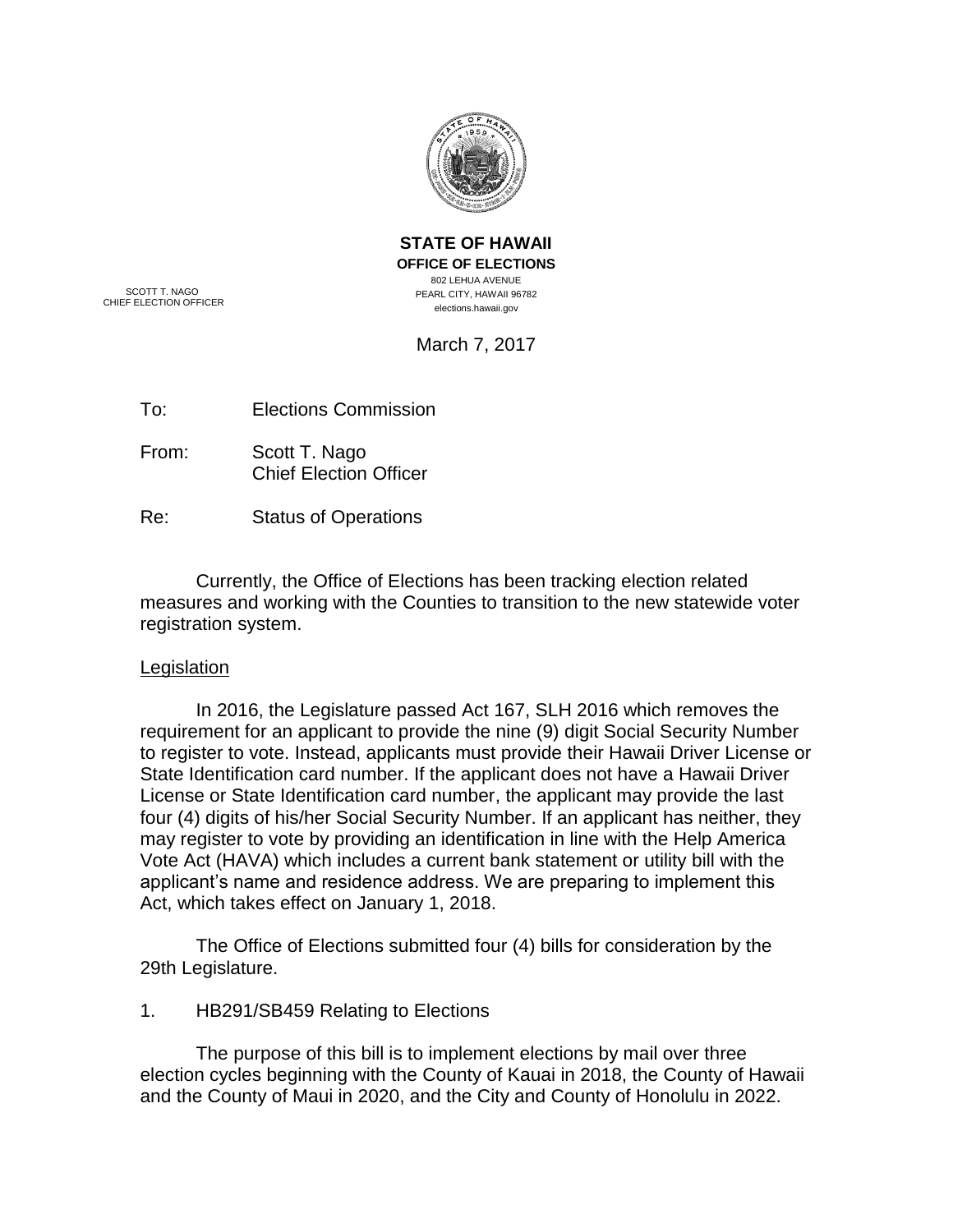**STATE OF HAWAII**
**OFFICE OF ELECTIONS**
802 LEHUA AVENUE
PEARL CITY, HAWAII 96782
elections.hawaii.gov

SCOTT T. NAGO
CHIEF ELECTION OFFICER

March 7, 2017

To: Elections Commission

From: Scott T. Nago
Chief Election Officer

Re: Status of Operations

Currently, the Office of Elections has been tracking election related measures and working with the Counties to transition to the new statewide voter registration system.

## Legislation

In 2016, the Legislature passed Act 167, SLH 2016 which removes the requirement for an applicant to provide the nine (9) digit Social Security Number to register to vote. Instead, applicants must provide their Hawaii Driver License or State Identification card number. If the applicant does not have a Hawaii Driver License or State Identification card number, the applicant may provide the last four (4) digits of his/her Social Security Number. If an applicant has neither, they may register to vote by providing an identification in line with the Help America Vote Act (HAVA) which includes a current bank statement or utility bill with the applicant's name and residence address. We are preparing to implement this Act, which takes effect on January 1, 2018.

The Office of Elections submitted four (4) bills for consideration by the 29th Legislature.

1. HB291/SB459 Relating to Elections

The purpose of this bill is to implement elections by mail over three election cycles beginning with the County of Kauai in 2018, the County of Hawaii and the County of Maui in 2020, and the City and County of Honolulu in 2022.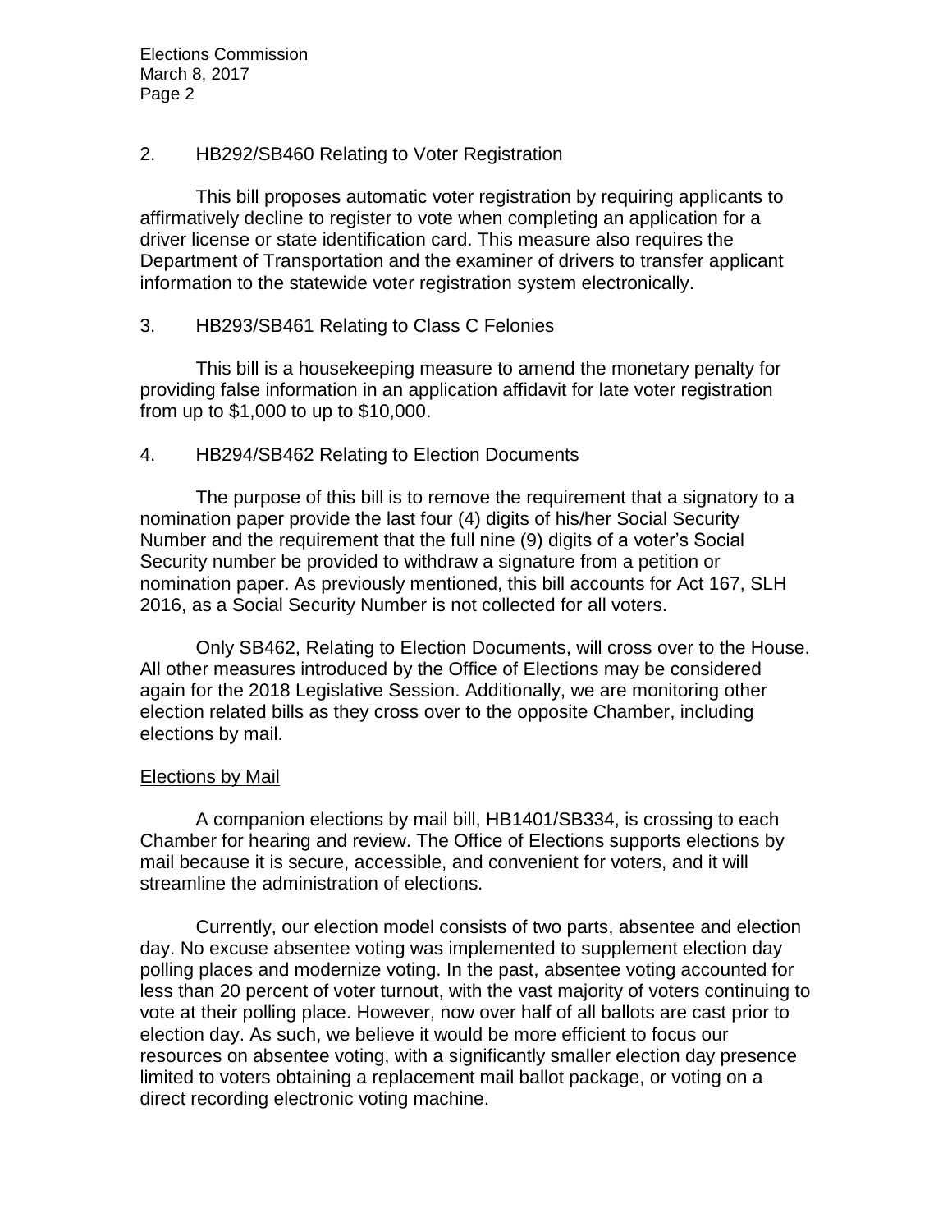2. HB292/SB460 Relating to Voter Registration

This bill proposes automatic voter registration by requiring applicants to affirmatively decline to register to vote when completing an application for a driver license or state identification card. This measure also requires the Department of Transportation and the examiner of drivers to transfer applicant information to the statewide voter registration system electronically.

3. HB293/SB461 Relating to Class C Felonies

This bill is a housekeeping measure to amend the monetary penalty for providing false information in an application affidavit for late voter registration from up to $1,000 to up to $10,000.

4. HB294/SB462 Relating to Election Documents

The purpose of this bill is to remove the requirement that a signatory to a nomination paper provide the last four (4) digits of his/her Social Security Number and the requirement that the full nine (9) digits of a voter's Social Security number be provided to withdraw a signature from a petition or nomination paper. As previously mentioned, this bill accounts for Act 167, SLH 2016, as a Social Security Number is not collected for all voters.

Only SB462, Relating to Election Documents, will cross over to the House. All other measures introduced by the Office of Elections may be considered again for the 2018 Legislative Session. Additionally, we are monitoring other election related bills as they cross over to the opposite Chamber, including elections by mail.

<u>Elections by Mail</u>

A companion elections by mail bill, HB1401/SB334, is crossing to each Chamber for hearing and review. The Office of Elections supports elections by mail because it is secure, accessible, and convenient for voters, and it will streamline the administration of elections.

Currently, our election model consists of two parts, absentee and election day. No excuse absentee voting was implemented to supplement election day polling places and modernize voting. In the past, absentee voting accounted for less than 20 percent of voter turnout, with the vast majority of voters continuing to vote at their polling place. However, now over half of all ballots are cast prior to election day. As such, we believe it would be more efficient to focus our resources on absentee voting, with a significantly smaller election day presence limited to voters obtaining a replacement mail ballot package, or voting on a direct recording electronic voting machine.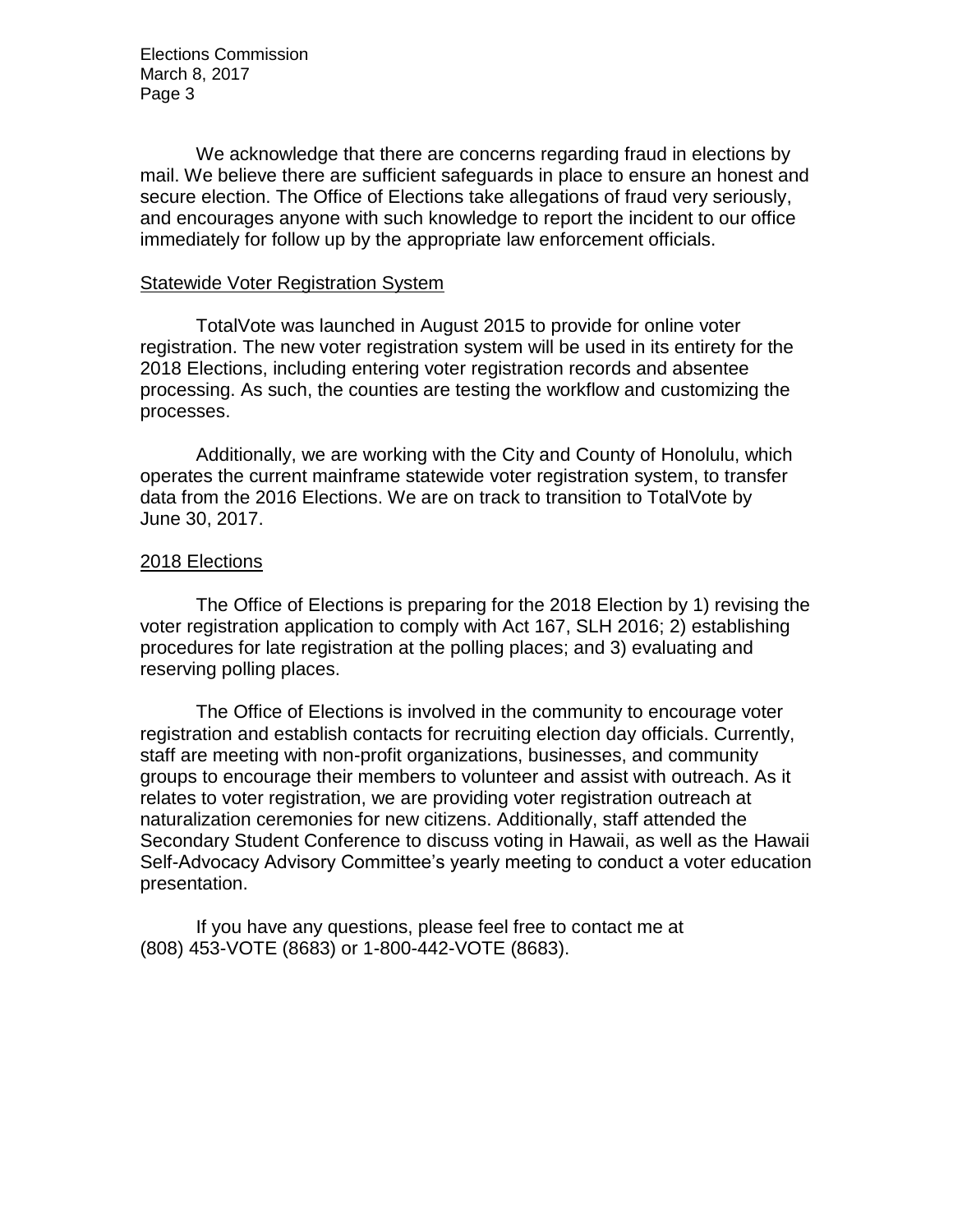We acknowledge that there are concerns regarding fraud in elections by mail. We believe there are sufficient safeguards in place to ensure an honest and secure election. The Office of Elections take allegations of fraud very seriously, and encourages anyone with such knowledge to report the incident to our office immediately for follow up by the appropriate law enforcement officials.

## Statewide Voter Registration System

TotalVote was launched in August 2015 to provide for online voter registration. The new voter registration system will be used in its entirety for the 2018 Elections, including entering voter registration records and absentee processing. As such, the counties are testing the workflow and customizing the processes.

Additionally, we are working with the City and County of Honolulu, which operates the current mainframe statewide voter registration system, to transfer data from the 2016 Elections. We are on track to transition to TotalVote by June 30, 2017.

## 2018 Elections

The Office of Elections is preparing for the 2018 Election by 1) revising the voter registration application to comply with Act 167, SLH 2016; 2) establishing procedures for late registration at the polling places; and 3) evaluating and reserving polling places.

The Office of Elections is involved in the community to encourage voter registration and establish contacts for recruiting election day officials. Currently, staff are meeting with non-profit organizations, businesses, and community groups to encourage their members to volunteer and assist with outreach. As it relates to voter registration, we are providing voter registration outreach at naturalization ceremonies for new citizens. Additionally, staff attended the Secondary Student Conference to discuss voting in Hawaii, as well as the Hawaii Self-Advocacy Advisory Committee's yearly meeting to conduct a voter education presentation.

If you have any questions, please feel free to contact me at (808) 453-VOTE (8683) or 1-800-442-VOTE (8683).